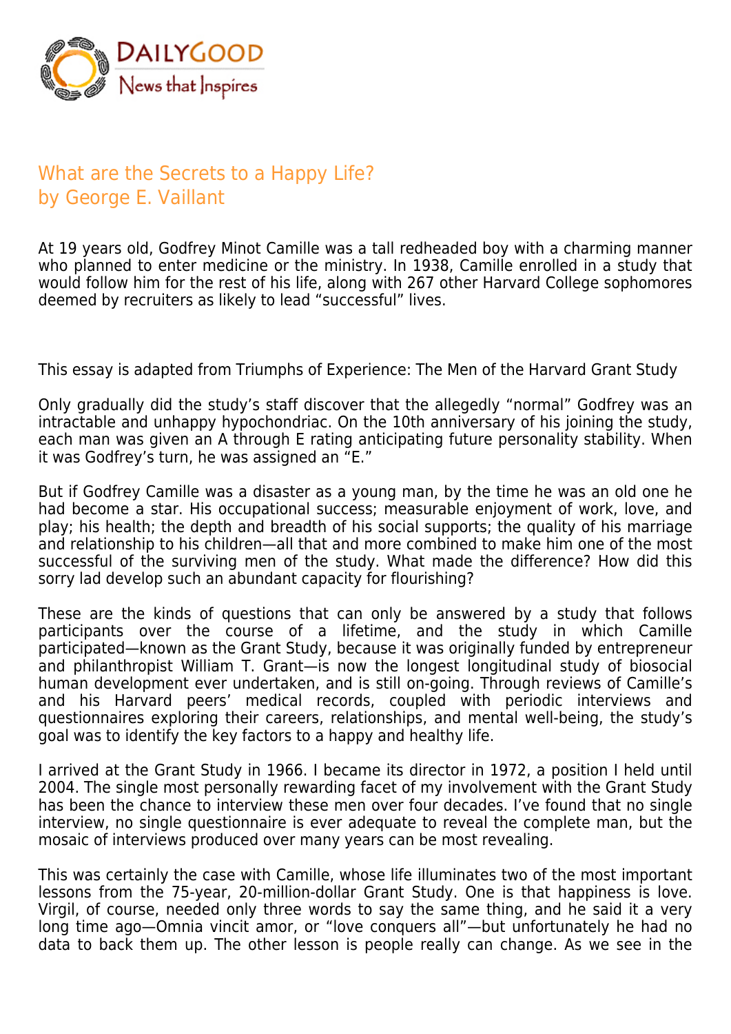# What are the Secrets to a Happy Life?
## by George E. Vaillant

At 19 years old, Godfrey Minot Camille was a tall redheaded boy with a charming manner who planned to enter medicine or the ministry. In 1938, Camille enrolled in a study that would follow him for the rest of his life, along with 267 other Harvard College sophomores deemed by recruiters as likely to lead "successful" lives.

This essay is adapted from Triumphs of Experience: The Men of the Harvard Grant Study

Only gradually did the study's staff discover that the allegedly "normal" Godfrey was an intractable and unhappy hypochondriac. On the 10th anniversary of his joining the study, each man was given an A through E rating anticipating future personality stability. When it was Godfrey's turn, he was assigned an "E."

But if Godfrey Camille was a disaster as a young man, by the time he was an old one he had become a star. His occupational success; measurable enjoyment of work, love, and play; his health; the depth and breadth of his social supports; the quality of his marriage and relationship to his children—all that and more combined to make him one of the most successful of the surviving men of the study. What made the difference? How did this sorry lad develop such an abundant capacity for flourishing?

These are the kinds of questions that can only be answered by a study that follows participants over the course of a lifetime, and the study in which Camille participated—known as the Grant Study, because it was originally funded by entrepreneur and philanthropist William T. Grant—is now the longest longitudinal study of biosocial human development ever undertaken, and is still on-going. Through reviews of Camille's and his Harvard peers' medical records, coupled with periodic interviews and questionnaires exploring their careers, relationships, and mental well-being, the study's goal was to identify the key factors to a happy and healthy life.

I arrived at the Grant Study in 1966. I became its director in 1972, a position I held until 2004. The single most personally rewarding facet of my involvement with the Grant Study has been the chance to interview these men over four decades. I've found that no single interview, no single questionnaire is ever adequate to reveal the complete man, but the mosaic of interviews produced over many years can be most revealing.

This was certainly the case with Camille, whose life illuminates two of the most important lessons from the 75-year, 20-million-dollar Grant Study. One is that happiness is love. Virgil, of course, needed only three words to say the same thing, and he said it a very long time ago—Omnia vincit amor, or "love conquers all"—but unfortunately he had no data to back them up. The other lesson is people really can change. As we see in the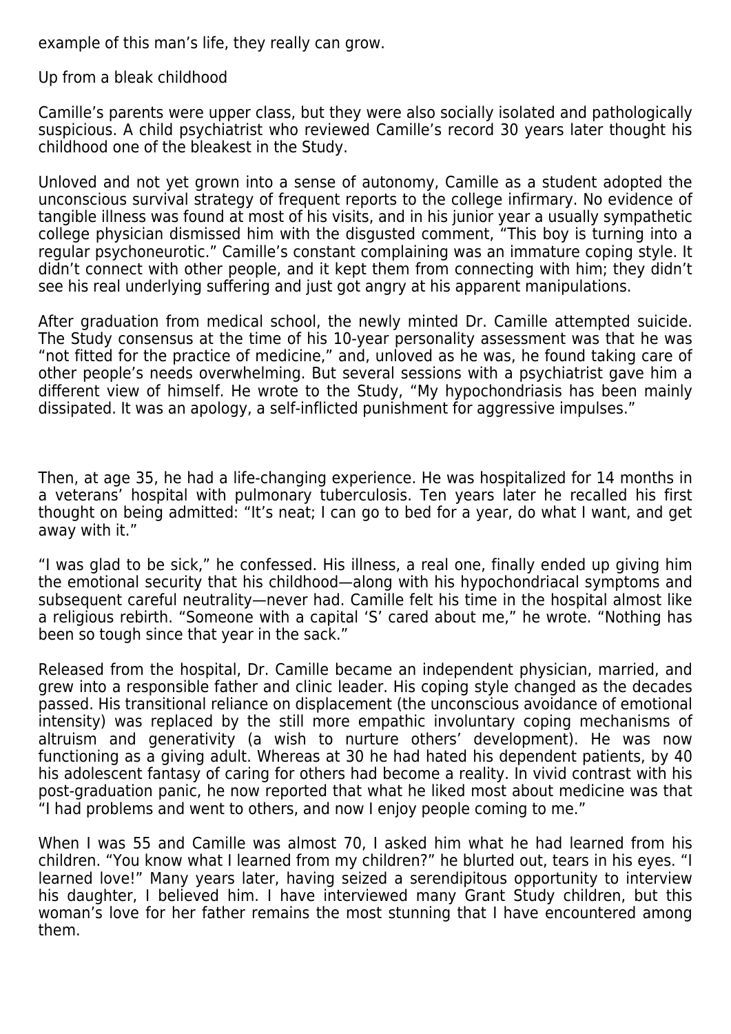example of this man's life, they really can grow.

## Up from a bleak childhood

Camille's parents were upper class, but they were also socially isolated and pathologically suspicious. A child psychiatrist who reviewed Camille's record 30 years later thought his childhood one of the bleakest in the Study.

Unloved and not yet grown into a sense of autonomy, Camille as a student adopted the unconscious survival strategy of frequent reports to the college infirmary. No evidence of tangible illness was found at most of his visits, and in his junior year a usually sympathetic college physician dismissed him with the disgusted comment, "This boy is turning into a regular psychoneurotic." Camille's constant complaining was an immature coping style. It didn't connect with other people, and it kept them from connecting with him; they didn't see his real underlying suffering and just got angry at his apparent manipulations.

After graduation from medical school, the newly minted Dr. Camille attempted suicide. The Study consensus at the time of his 10-year personality assessment was that he was "not fitted for the practice of medicine," and, unloved as he was, he found taking care of other people's needs overwhelming. But several sessions with a psychiatrist gave him a different view of himself. He wrote to the Study, "My hypochondriasis has been mainly dissipated. It was an apology, a self-inflicted punishment for aggressive impulses."

Then, at age 35, he had a life-changing experience. He was hospitalized for 14 months in a veterans' hospital with pulmonary tuberculosis. Ten years later he recalled his first thought on being admitted: "It's neat; I can go to bed for a year, do what I want, and get away with it."

"I was glad to be sick," he confessed. His illness, a real one, finally ended up giving him the emotional security that his childhood—along with his hypochondriacal symptoms and subsequent careful neutrality—never had. Camille felt his time in the hospital almost like a religious rebirth. "Someone with a capital 'S' cared about me," he wrote. "Nothing has been so tough since that year in the sack."

Released from the hospital, Dr. Camille became an independent physician, married, and grew into a responsible father and clinic leader. His coping style changed as the decades passed. His transitional reliance on displacement (the unconscious avoidance of emotional intensity) was replaced by the still more empathic involuntary coping mechanisms of altruism and generativity (a wish to nurture others' development). He was now functioning as a giving adult. Whereas at 30 he had hated his dependent patients, by 40 his adolescent fantasy of caring for others had become a reality. In vivid contrast with his post-graduation panic, he now reported that what he liked most about medicine was that "I had problems and went to others, and now I enjoy people coming to me."

When I was 55 and Camille was almost 70, I asked him what he had learned from his children. "You know what I learned from my children?" he blurted out, tears in his eyes. "I learned love!" Many years later, having seized a serendipitous opportunity to interview his daughter, I believed him. I have interviewed many Grant Study children, but this woman's love for her father remains the most stunning that I have encountered among them.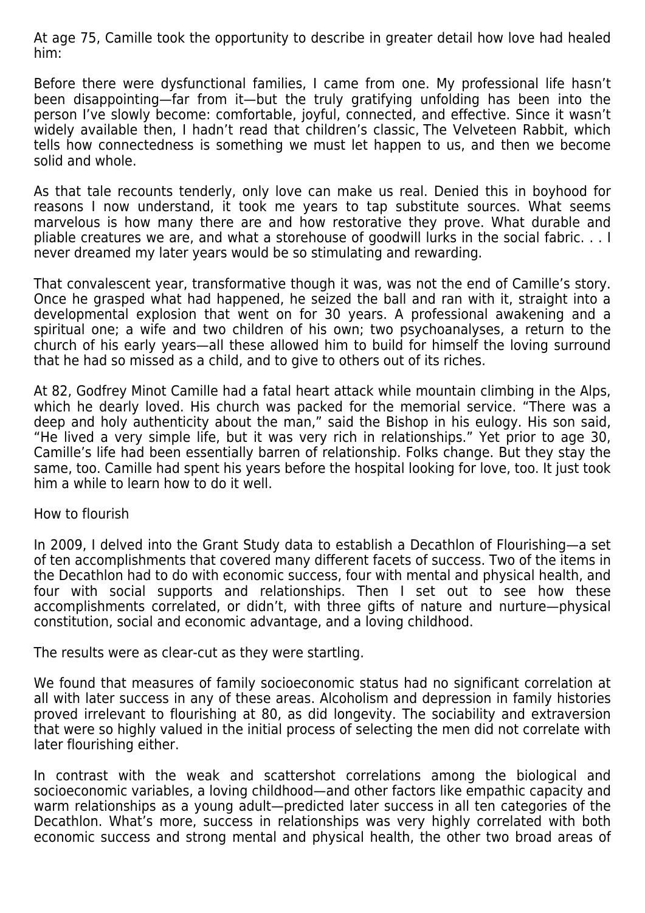At age 75, Camille took the opportunity to describe in greater detail how love had healed him:

Before there were dysfunctional families, I came from one. My professional life hasn't been disappointing—far from it—but the truly gratifying unfolding has been into the person I've slowly become: comfortable, joyful, connected, and effective. Since it wasn't widely available then, I hadn't read that children's classic, The Velveteen Rabbit, which tells how connectedness is something we must let happen to us, and then we become solid and whole.

As that tale recounts tenderly, only love can make us real. Denied this in boyhood for reasons I now understand, it took me years to tap substitute sources. What seems marvelous is how many there are and how restorative they prove. What durable and pliable creatures we are, and what a storehouse of goodwill lurks in the social fabric. . . I never dreamed my later years would be so stimulating and rewarding.

That convalescent year, transformative though it was, was not the end of Camille's story. Once he grasped what had happened, he seized the ball and ran with it, straight into a developmental explosion that went on for 30 years. A professional awakening and a spiritual one; a wife and two children of his own; two psychoanalyses, a return to the church of his early years—all these allowed him to build for himself the loving surround that he had so missed as a child, and to give to others out of its riches.

At 82, Godfrey Minot Camille had a fatal heart attack while mountain climbing in the Alps, which he dearly loved. His church was packed for the memorial service. "There was a deep and holy authenticity about the man," said the Bishop in his eulogy. His son said, "He lived a very simple life, but it was very rich in relationships." Yet prior to age 30, Camille's life had been essentially barren of relationship. Folks change. But they stay the same, too. Camille had spent his years before the hospital looking for love, too. It just took him a while to learn how to do it well.

## How to flourish

In 2009, I delved into the Grant Study data to establish a Decathlon of Flourishing—a set of ten accomplishments that covered many different facets of success. Two of the items in the Decathlon had to do with economic success, four with mental and physical health, and four with social supports and relationships. Then I set out to see how these accomplishments correlated, or didn't, with three gifts of nature and nurture—physical constitution, social and economic advantage, and a loving childhood.

The results were as clear-cut as they were startling.

We found that measures of family socioeconomic status had no significant correlation at all with later success in any of these areas. Alcoholism and depression in family histories proved irrelevant to flourishing at 80, as did longevity. The sociability and extraversion that were so highly valued in the initial process of selecting the men did not correlate with later flourishing either.

In contrast with the weak and scattershot correlations among the biological and socioeconomic variables, a loving childhood—and other factors like empathic capacity and warm relationships as a young adult—predicted later success in all ten categories of the Decathlon. What's more, success in relationships was very highly correlated with both economic success and strong mental and physical health, the other two broad areas of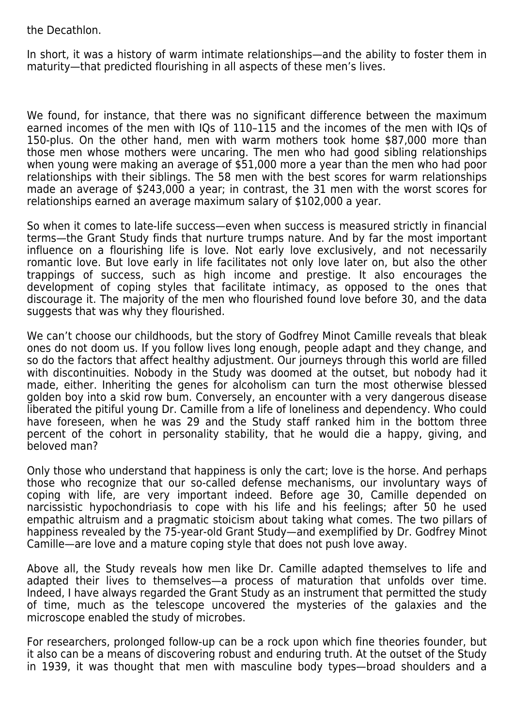the Decathlon.

In short, it was a history of warm intimate relationships—and the ability to foster them in maturity—that predicted flourishing in all aspects of these men's lives.

We found, for instance, that there was no significant difference between the maximum earned incomes of the men with IQs of 110–115 and the incomes of the men with IQs of 150-plus. On the other hand, men with warm mothers took home $87,000 more than those men whose mothers were uncaring. The men who had good sibling relationships when young were making an average of $51,000 more a year than the men who had poor relationships with their siblings. The 58 men with the best scores for warm relationships made an average of $243,000 a year; in contrast, the 31 men with the worst scores for relationships earned an average maximum salary of $102,000 a year.

So when it comes to late-life success—even when success is measured strictly in financial terms—the Grant Study finds that nurture trumps nature. And by far the most important influence on a flourishing life is love. Not early love exclusively, and not necessarily romantic love. But love early in life facilitates not only love later on, but also the other trappings of success, such as high income and prestige. It also encourages the development of coping styles that facilitate intimacy, as opposed to the ones that discourage it. The majority of the men who flourished found love before 30, and the data suggests that was why they flourished.

We can't choose our childhoods, but the story of Godfrey Minot Camille reveals that bleak ones do not doom us. If you follow lives long enough, people adapt and they change, and so do the factors that affect healthy adjustment. Our journeys through this world are filled with discontinuities. Nobody in the Study was doomed at the outset, but nobody had it made, either. Inheriting the genes for alcoholism can turn the most otherwise blessed golden boy into a skid row bum. Conversely, an encounter with a very dangerous disease liberated the pitiful young Dr. Camille from a life of loneliness and dependency. Who could have foreseen, when he was 29 and the Study staff ranked him in the bottom three percent of the cohort in personality stability, that he would die a happy, giving, and beloved man?

Only those who understand that happiness is only the cart; love is the horse. And perhaps those who recognize that our so-called defense mechanisms, our involuntary ways of coping with life, are very important indeed. Before age 30, Camille depended on narcissistic hypochondriasis to cope with his life and his feelings; after 50 he used empathic altruism and a pragmatic stoicism about taking what comes. The two pillars of happiness revealed by the 75-year-old Grant Study—and exemplified by Dr. Godfrey Minot Camille—are love and a mature coping style that does not push love away.

Above all, the Study reveals how men like Dr. Camille adapted themselves to life and adapted their lives to themselves—a process of maturation that unfolds over time. Indeed, I have always regarded the Grant Study as an instrument that permitted the study of time, much as the telescope uncovered the mysteries of the galaxies and the microscope enabled the study of microbes.

For researchers, prolonged follow-up can be a rock upon which fine theories founder, but it also can be a means of discovering robust and enduring truth. At the outset of the Study in 1939, it was thought that men with masculine body types—broad shoulders and a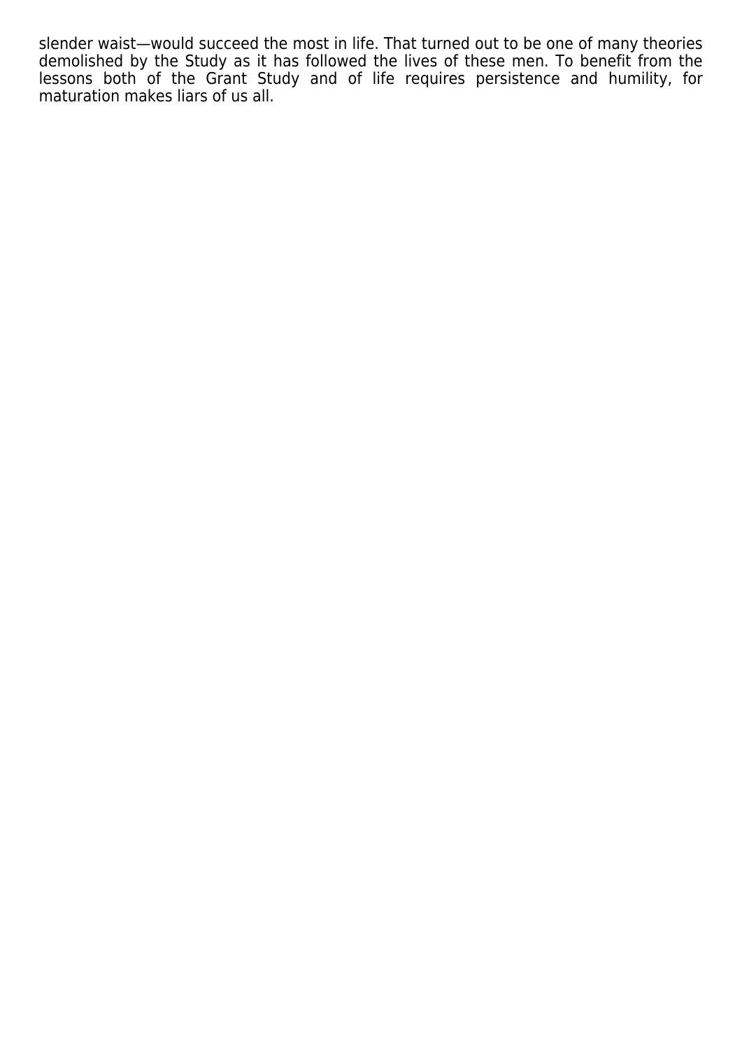slender waist—would succeed the most in life. That turned out to be one of many theories demolished by the Study as it has followed the lives of these men. To benefit from the lessons both of the Grant Study and of life requires persistence and humility, for maturation makes liars of us all.